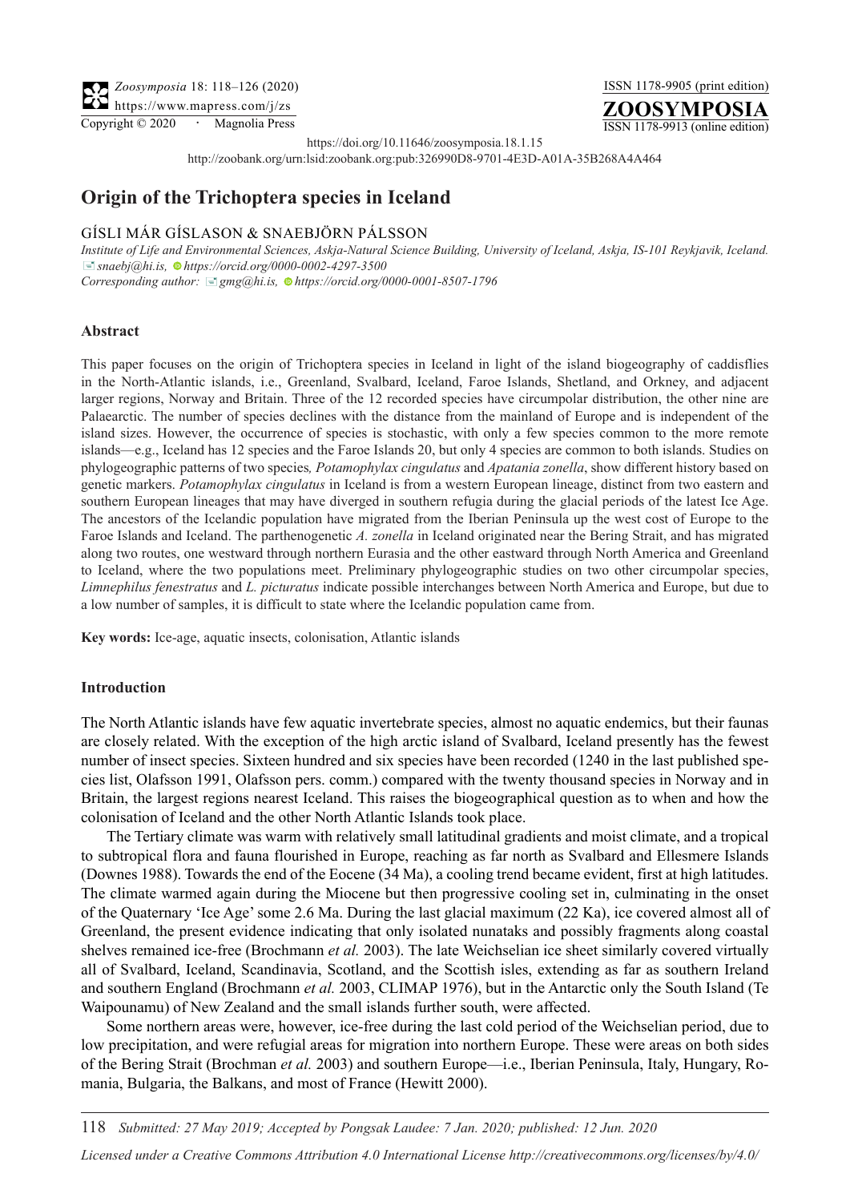https://doi.org/10.11646/zoosymposia.18.1.15

http://zoobank.org/urn:lsid:zoobank.org:pub:326990D8-9701-4E3D-A01A-35B268A4A464

# Origin of the Trichoptera species in Iceland

GÍSLI MÁR GÍSLASON & SNAEBJÖRN PÁLSSON

*Institute of Life and Environmental Sciences, Askja-Natural Science Building, University of Iceland, Askja, IS-101 Reykjavik, Iceland.*
*snaebj@hi.is, https://orcid.org/0000-0002-4297-3500*
*Corresponding author: gmg@hi.is, https://orcid.org/0000-0001-8507-1796*

### Abstract

This paper focuses on the origin of Trichoptera species in Iceland in light of the island biogeography of caddisflies in the North-Atlantic islands, i.e., Greenland, Svalbard, Iceland, Faroe Islands, Shetland, and Orkney, and adjacent larger regions, Norway and Britain. Three of the 12 recorded species have circumpolar distribution, the other nine are Palaearctic. The number of species declines with the distance from the mainland of Europe and is independent of the island sizes. However, the occurrence of species is stochastic, with only a few species common to the more remote islands—e.g., Iceland has 12 species and the Faroe Islands 20, but only 4 species are common to both islands. Studies on phylogeographic patterns of two species*, Potamophylax cingulatus* and *Apatania zonella*, show different history based on genetic markers. *Potamophylax cingulatus* in Iceland is from a western European lineage, distinct from two eastern and southern European lineages that may have diverged in southern refugia during the glacial periods of the latest Ice Age. The ancestors of the Icelandic population have migrated from the Iberian Peninsula up the west cost of Europe to the Faroe Islands and Iceland. The parthenogenetic *A. zonella* in Iceland originated near the Bering Strait, and has migrated along two routes, one westward through northern Eurasia and the other eastward through North America and Greenland to Iceland, where the two populations meet. Preliminary phylogeographic studies on two other circumpolar species, *Limnephilus fenestratus* and *L. picturatus* indicate possible interchanges between North America and Europe, but due to a low number of samples, it is difficult to state where the Icelandic population came from.

**Key words:** Ice-age, aquatic insects, colonisation, Atlantic islands

### Introduction

The North Atlantic islands have few aquatic invertebrate species, almost no aquatic endemics, but their faunas are closely related. With the exception of the high arctic island of Svalbard, Iceland presently has the fewest number of insect species. Sixteen hundred and six species have been recorded (1240 in the last published species list, Olafsson 1991, Olafsson pers. comm.) compared with the twenty thousand species in Norway and in Britain, the largest regions nearest Iceland. This raises the biogeographical question as to when and how the colonisation of Iceland and the other North Atlantic Islands took place.

The Tertiary climate was warm with relatively small latitudinal gradients and moist climate, and a tropical to subtropical flora and fauna flourished in Europe, reaching as far north as Svalbard and Ellesmere Islands (Downes 1988). Towards the end of the Eocene (34 Ma), a cooling trend became evident, first at high latitudes. The climate warmed again during the Miocene but then progressive cooling set in, culminating in the onset of the Quaternary 'Ice Age' some 2.6 Ma. During the last glacial maximum (22 Ka), ice covered almost all of Greenland, the present evidence indicating that only isolated nunataks and possibly fragments along coastal shelves remained ice-free (Brochmann *et al.* 2003). The late Weichselian ice sheet similarly covered virtually all of Svalbard, Iceland, Scandinavia, Scotland, and the Scottish isles, extending as far as southern Ireland and southern England (Brochmann *et al.* 2003, CLIMAP 1976), but in the Antarctic only the South Island (Te Waipounamu) of New Zealand and the small islands further south, were affected.

Some northern areas were, however, ice-free during the last cold period of the Weichselian period, due to low precipitation, and were refugial areas for migration into northern Europe. These were areas on both sides of the Bering Strait (Brochman *et al.* 2003) and southern Europe—i.e., Iberian Peninsula, Italy, Hungary, Romania, Bulgaria, the Balkans, and most of France (Hewitt 2000).

*Submitted: 27 May 2019; Accepted by Pongsak Laudee: 7 Jan. 2020; published: 12 Jun. 2020*

*Licensed under a Creative Commons Attribution 4.0 International License http://creativecommons.org/licenses/by/4.0/*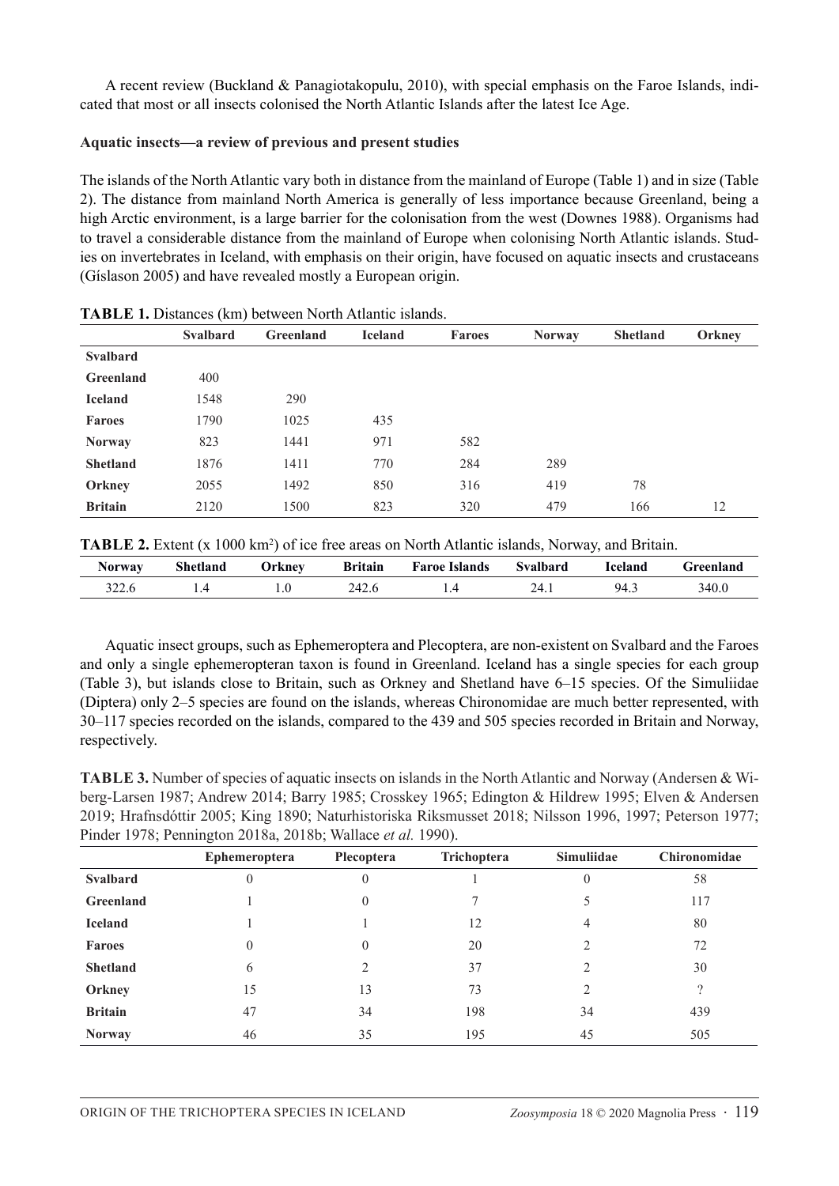A recent review (Buckland & Panagiotakopulu, 2010), with special emphasis on the Faroe Islands, indicated that most or all insects colonised the North Atlantic Islands after the latest Ice Age.

**Aquatic insects—a review of previous and present studies**

The islands of the North Atlantic vary both in distance from the mainland of Europe (Table 1) and in size (Table 2). The distance from mainland North America is generally of less importance because Greenland, being a high Arctic environment, is a large barrier for the colonisation from the west (Downes 1988). Organisms had to travel a considerable distance from the mainland of Europe when colonising North Atlantic islands. Studies on invertebrates in Iceland, with emphasis on their origin, have focused on aquatic insects and crustaceans (Gíslason 2005) and have revealed mostly a European origin.

**TABLE 1.** Distances (km) between North Atlantic islands.

| | **Svalbard** | **Greenland** | **Iceland** | **Faroes** | **Norway** | **Shetland** | **Orkney** |
|---|---|---|---|---|---|---|---|
| **Svalbard** | | | | | | | |
| **Greenland** | 400 | | | | | | |
| **Iceland** | 1548 | 290 | | | | | |
| **Faroes** | 1790 | 1025 | 435 | | | | |
| **Norway** | 823 | 1441 | 971 | 582 | | | |
| **Shetland** | 1876 | 1411 | 770 | 284 | 289 | | |
| **Orkney** | 2055 | 1492 | 850 | 316 | 419 | 78 | |
| **Britain** | 2120 | 1500 | 823 | 320 | 479 | 166 | 12 |

**TABLE 2.** Extent (x 1000 km²) of ice free areas on North Atlantic islands, Norway, and Britain.

| **Norway** | **Shetland** | **Orkney** | **Britain** | **Faroe Islands** | **Svalbard** | **Iceland** | **Greenland** |
|---|---|---|---|---|---|---|---|
| 322.6 | 1.4 | 1.0 | 242.6 | 1.4 | 24.1 | 94.3 | 340.0 |

Aquatic insect groups, such as Ephemeroptera and Plecoptera, are non-existent on Svalbard and the Faroes and only a single ephemeropteran taxon is found in Greenland. Iceland has a single species for each group (Table 3), but islands close to Britain, such as Orkney and Shetland have 6–15 species. Of the Simuliidae (Diptera) only 2–5 species are found on the islands, whereas Chironomidae are much better represented, with 30–117 species recorded on the islands, compared to the 439 and 505 species recorded in Britain and Norway, respectively.

**TABLE 3.** Number of species of aquatic insects on islands in the North Atlantic and Norway (Andersen & Wiberg-Larsen 1987; Andrew 2014; Barry 1985; Crosskey 1965; Edington & Hildrew 1995; Elven & Andersen 2019; Hrafnsdóttir 2005; King 1890; Naturhistoriska Riksmusset 2018; Nilsson 1996, 1997; Peterson 1977; Pinder 1978; Pennington 2018a, 2018b; Wallace *et al.* 1990).

| | **Ephemeroptera** | **Plecoptera** | **Trichoptera** | **Simuliidae** | **Chironomidae** |
|---|---|---|---|---|---|
| **Svalbard** | 0 | 0 | 1 | 0 | 58 |
| **Greenland** | 1 | 0 | 7 | 5 | 117 |
| **Iceland** | 1 | 1 | 12 | 4 | 80 |
| **Faroes** | 0 | 0 | 20 | 2 | 72 |
| **Shetland** | 6 | 2 | 37 | 2 | 30 |
| **Orkney** | 15 | 13 | 73 | 2 | ? |
| **Britain** | 47 | 34 | 198 | 34 | 439 |
| **Norway** | 46 | 35 | 195 | 45 | 505 |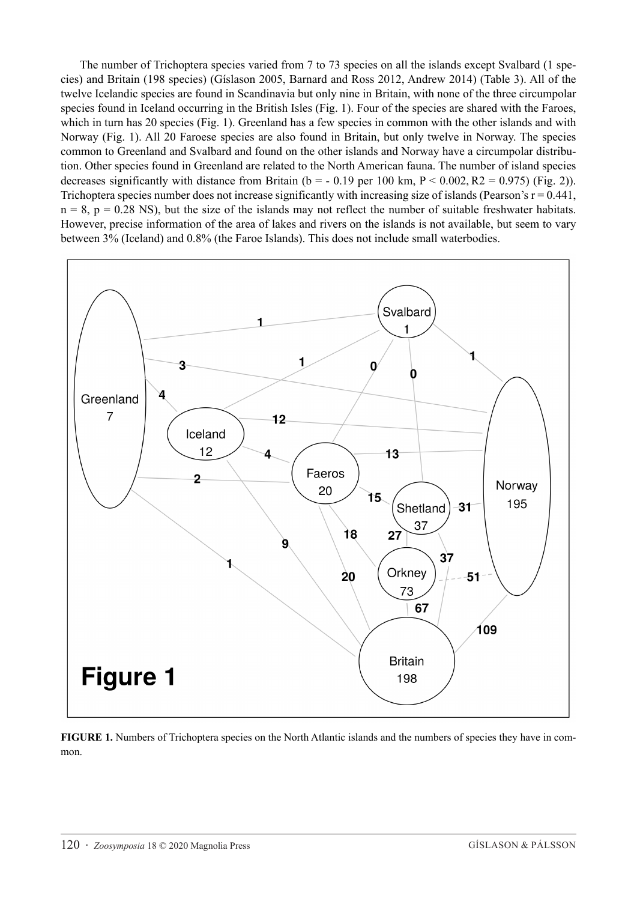The number of Trichoptera species varied from 7 to 73 species on all the islands except Svalbard (1 species) and Britain (198 species) (Gíslason 2005, Barnard and Ross 2012, Andrew 2014) (Table 3). All of the twelve Icelandic species are found in Scandinavia but only nine in Britain, with none of the three circumpolar species found in Iceland occurring in the British Isles (Fig. 1). Four of the species are shared with the Faroes, which in turn has 20 species (Fig. 1). Greenland has a few species in common with the other islands and with Norway (Fig. 1). All 20 Faroese species are also found in Britain, but only twelve in Norway. The species common to Greenland and Svalbard and found on the other islands and Norway have a circumpolar distribution. Other species found in Greenland are related to the North American fauna. The number of island species decreases significantly with distance from Britain ($b = -0.19$ per 100 km, $P < 0.002$, $R2 = 0.975$) (Fig. 2)). Trichoptera species number does not increase significantly with increasing size of islands (Pearson's $r = 0.441$, $n = 8$, $p = 0.28$ NS), but the size of the islands may not reflect the number of suitable freshwater habitats. However, precise information of the area of lakes and rivers on the islands is not available, but seem to vary between 3% (Iceland) and 0.8% (the Faroe Islands). This does not include small waterbodies.

**FIGURE 1.** Numbers of Trichoptera species on the North Atlantic islands and the numbers of species they have in common.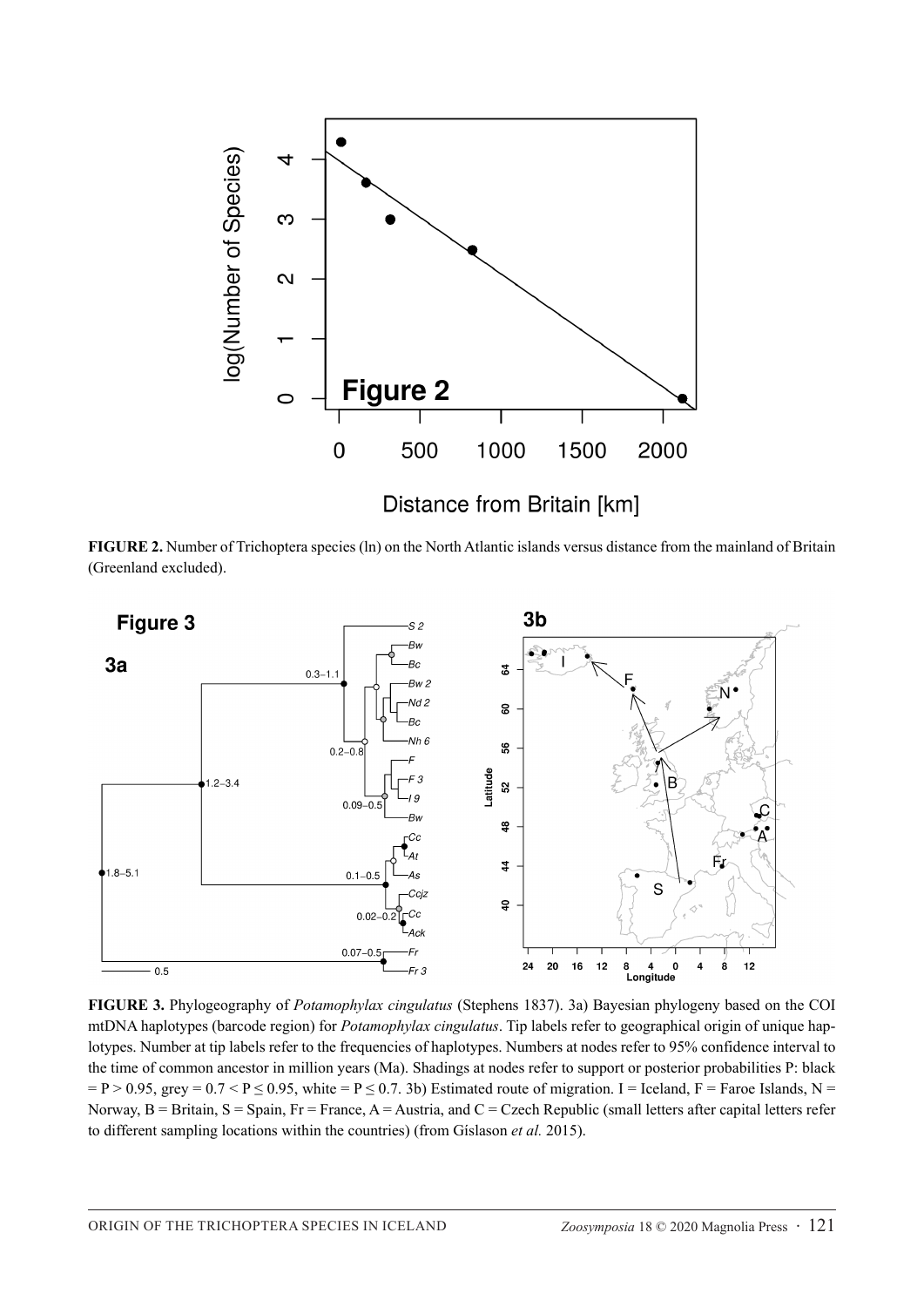**FIGURE 2.** Number of Trichoptera species (ln) on the North Atlantic islands versus distance from the mainland of Britain (Greenland excluded).

**FIGURE 3.** Phylogeography of *Potamophylax cingulatus* (Stephens 1837). 3a) Bayesian phylogeny based on the COI mtDNA haplotypes (barcode region) for *Potamophylax cingulatus*. Tip labels refer to geographical origin of unique haplotypes. Number at tip labels refer to the frequencies of haplotypes. Numbers at nodes refer to 95% confidence interval to the time of common ancestor in million years (Ma). Shadings at nodes refer to support or posterior probabilities P: black = P > 0.95, grey = 0.7 < P ≤ 0.95, white = P ≤ 0.7. 3b) Estimated route of migration. I = Iceland, F = Faroe Islands, N = Norway, B = Britain, S = Spain, Fr = France, A = Austria, and C = Czech Republic (small letters after capital letters refer to different sampling locations within the countries) (from Gíslason *et al.* 2015).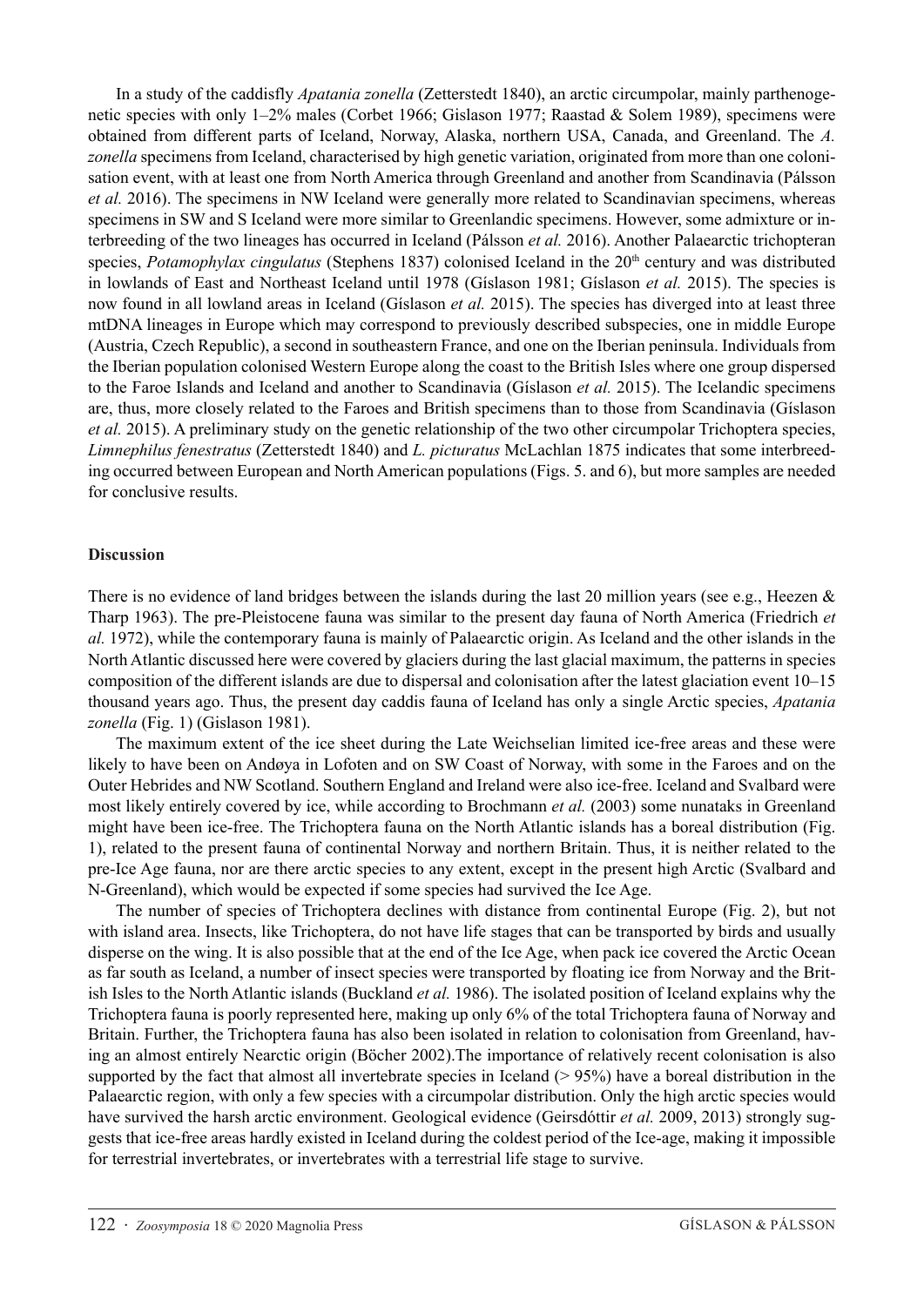In a study of the caddisfly *Apatania zonella* (Zetterstedt 1840), an arctic circumpolar, mainly parthenogenetic species with only 1–2% males (Corbet 1966; Gislason 1977; Raastad & Solem 1989), specimens were obtained from different parts of Iceland, Norway, Alaska, northern USA, Canada, and Greenland. The *A. zonella* specimens from Iceland, characterised by high genetic variation, originated from more than one colonisation event, with at least one from North America through Greenland and another from Scandinavia (Pálsson *et al.* 2016). The specimens in NW Iceland were generally more related to Scandinavian specimens, whereas specimens in SW and S Iceland were more similar to Greenlandic specimens. However, some admixture or interbreeding of the two lineages has occurred in Iceland (Pálsson *et al.* 2016). Another Palaearctic trichopteran species, *Potamophylax cingulatus* (Stephens 1837) colonised Iceland in the 20th century and was distributed in lowlands of East and Northeast Iceland until 1978 (Gíslason 1981; Gíslason *et al.* 2015). The species is now found in all lowland areas in Iceland (Gíslason *et al.* 2015). The species has diverged into at least three mtDNA lineages in Europe which may correspond to previously described subspecies, one in middle Europe (Austria, Czech Republic), a second in southeastern France, and one on the Iberian peninsula. Individuals from the Iberian population colonised Western Europe along the coast to the British Isles where one group dispersed to the Faroe Islands and Iceland and another to Scandinavia (Gíslason *et al.* 2015). The Icelandic specimens are, thus, more closely related to the Faroes and British specimens than to those from Scandinavia (Gíslason *et al.* 2015). A preliminary study on the genetic relationship of the two other circumpolar Trichoptera species, *Limnephilus fenestratus* (Zetterstedt 1840) and *L. picturatus* McLachlan 1875 indicates that some interbreeding occurred between European and North American populations (Figs. 5. and 6), but more samples are needed for conclusive results.

## Discussion

There is no evidence of land bridges between the islands during the last 20 million years (see e.g., Heezen & Tharp 1963). The pre-Pleistocene fauna was similar to the present day fauna of North America (Friedrich *et al.* 1972), while the contemporary fauna is mainly of Palaearctic origin. As Iceland and the other islands in the North Atlantic discussed here were covered by glaciers during the last glacial maximum, the patterns in species composition of the different islands are due to dispersal and colonisation after the latest glaciation event 10–15 thousand years ago. Thus, the present day caddis fauna of Iceland has only a single Arctic species, *Apatania zonella* (Fig. 1) (Gislason 1981).

The maximum extent of the ice sheet during the Late Weichselian limited ice-free areas and these were likely to have been on Andøya in Lofoten and on SW Coast of Norway, with some in the Faroes and on the Outer Hebrides and NW Scotland. Southern England and Ireland were also ice-free. Iceland and Svalbard were most likely entirely covered by ice, while according to Brochmann *et al.* (2003) some nunataks in Greenland might have been ice-free. The Trichoptera fauna on the North Atlantic islands has a boreal distribution (Fig. 1), related to the present fauna of continental Norway and northern Britain. Thus, it is neither related to the pre-Ice Age fauna, nor are there arctic species to any extent, except in the present high Arctic (Svalbard and N-Greenland), which would be expected if some species had survived the Ice Age.

The number of species of Trichoptera declines with distance from continental Europe (Fig. 2), but not with island area. Insects, like Trichoptera, do not have life stages that can be transported by birds and usually disperse on the wing. It is also possible that at the end of the Ice Age, when pack ice covered the Arctic Ocean as far south as Iceland, a number of insect species were transported by floating ice from Norway and the British Isles to the North Atlantic islands (Buckland *et al.* 1986). The isolated position of Iceland explains why the Trichoptera fauna is poorly represented here, making up only 6% of the total Trichoptera fauna of Norway and Britain. Further, the Trichoptera fauna has also been isolated in relation to colonisation from Greenland, having an almost entirely Nearctic origin (Böcher 2002).The importance of relatively recent colonisation is also supported by the fact that almost all invertebrate species in Iceland (> 95%) have a boreal distribution in the Palaearctic region, with only a few species with a circumpolar distribution. Only the high arctic species would have survived the harsh arctic environment. Geological evidence (Geirsdóttir *et al.* 2009, 2013) strongly suggests that ice-free areas hardly existed in Iceland during the coldest period of the Ice-age, making it impossible for terrestrial invertebrates, or invertebrates with a terrestrial life stage to survive.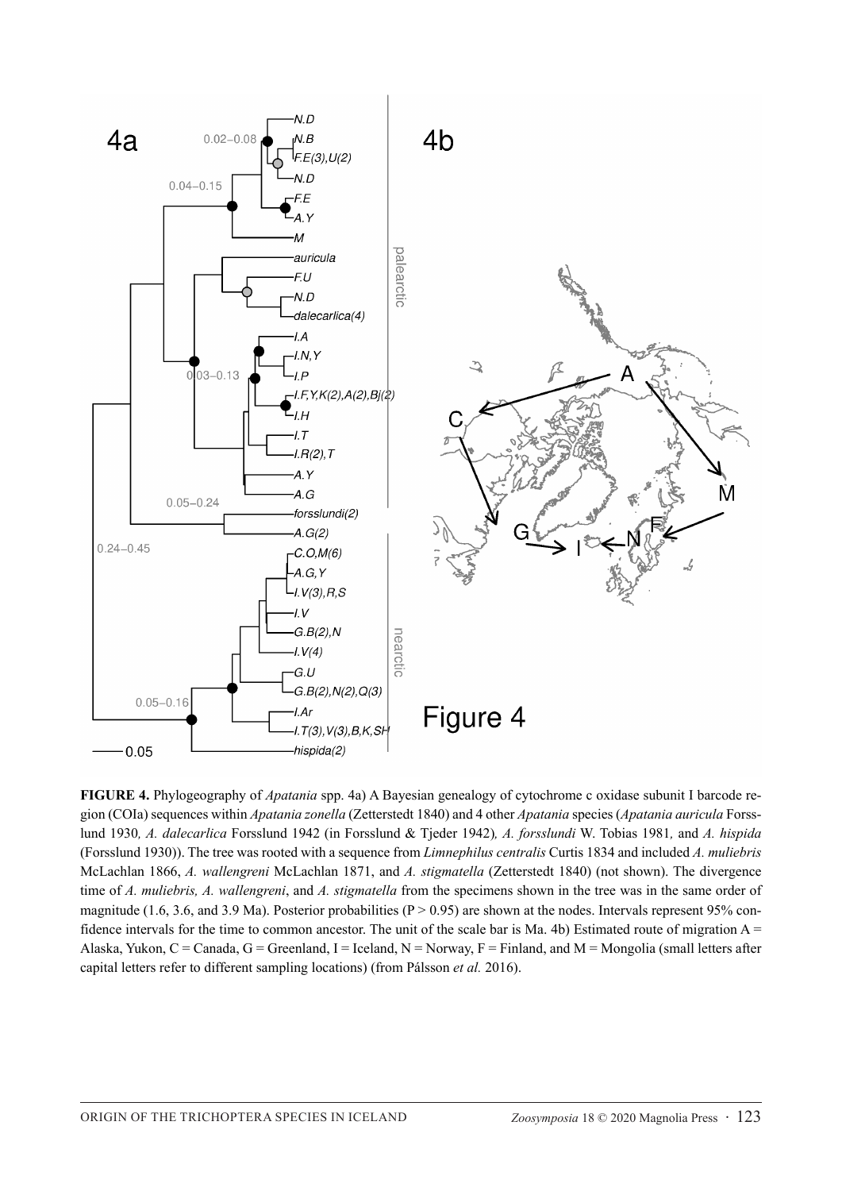**FIGURE 4.** Phylogeography of *Apatania* spp. 4a) A Bayesian genealogy of cytochrome c oxidase subunit I barcode region (COIa) sequences within *Apatania zonella* (Zetterstedt 1840) and 4 other *Apatania* species (*Apatania auricula* Forsslund 1930*, A. dalecarlica* Forsslund 1942 (in Forsslund & Tjeder 1942)*, A. forsslundi* W. Tobias 1981*,* and *A. hispida* (Forsslund 1930)). The tree was rooted with a sequence from *Limnephilus centralis* Curtis 1834 and included *A. muliebris* McLachlan 1866, *A. wallengreni* McLachlan 1871, and *A. stigmatella* (Zetterstedt 1840) (not shown). The divergence time of *A. muliebris, A. wallengreni*, and *A. stigmatella* from the specimens shown in the tree was in the same order of magnitude (1.6, 3.6, and 3.9 Ma). Posterior probabilities (P > 0.95) are shown at the nodes. Intervals represent 95% confidence intervals for the time to common ancestor. The unit of the scale bar is Ma. 4b) Estimated route of migration A = Alaska, Yukon, C = Canada, G = Greenland, I = Iceland, N = Norway, F = Finland, and M = Mongolia (small letters after capital letters refer to different sampling locations) (from Pálsson *et al.* 2016).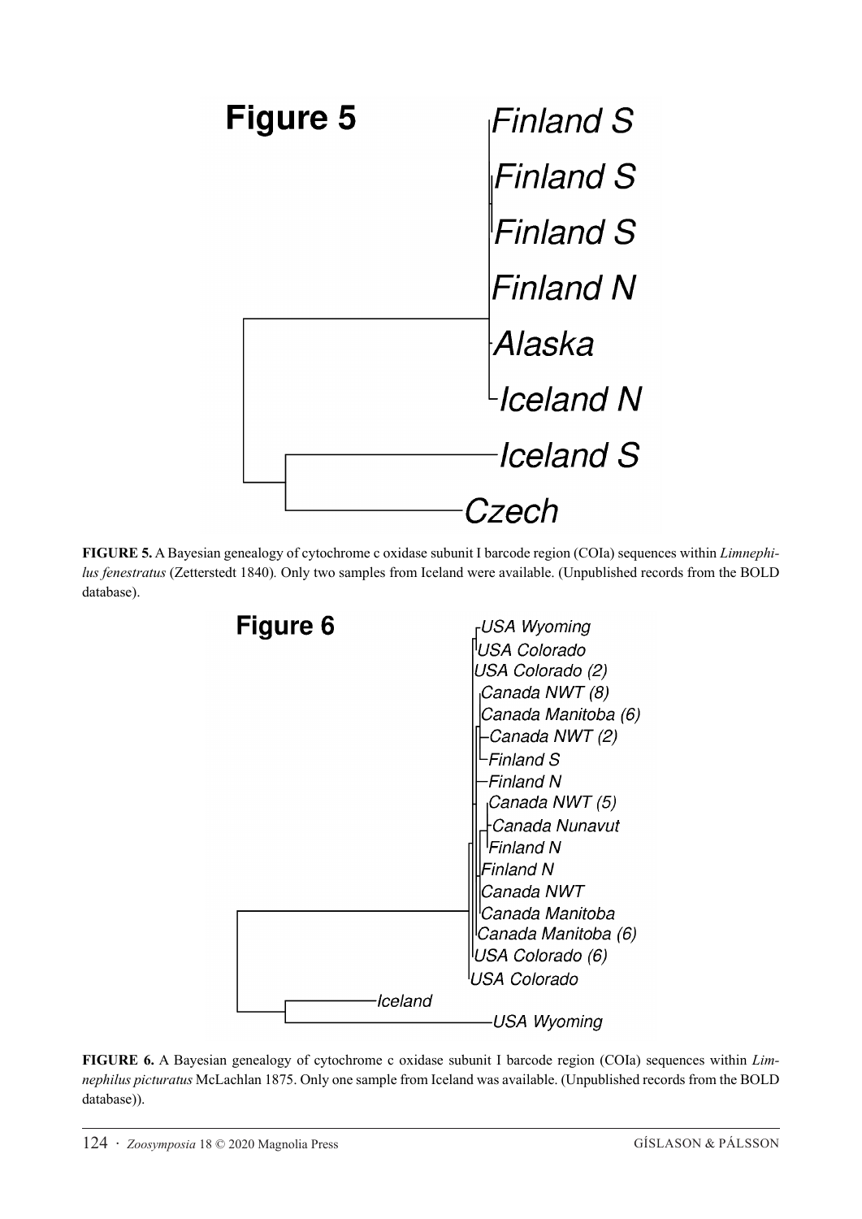**FIGURE 5.** A Bayesian genealogy of cytochrome c oxidase subunit I barcode region (COIa) sequences within *Limnephilus fenestratus* (Zetterstedt 1840). Only two samples from Iceland were available. (Unpublished records from the BOLD database).

**FIGURE 6.** A Bayesian genealogy of cytochrome c oxidase subunit I barcode region (COIa) sequences within *Limnephilus picturatus* McLachlan 1875. Only one sample from Iceland was available. (Unpublished records from the BOLD database)).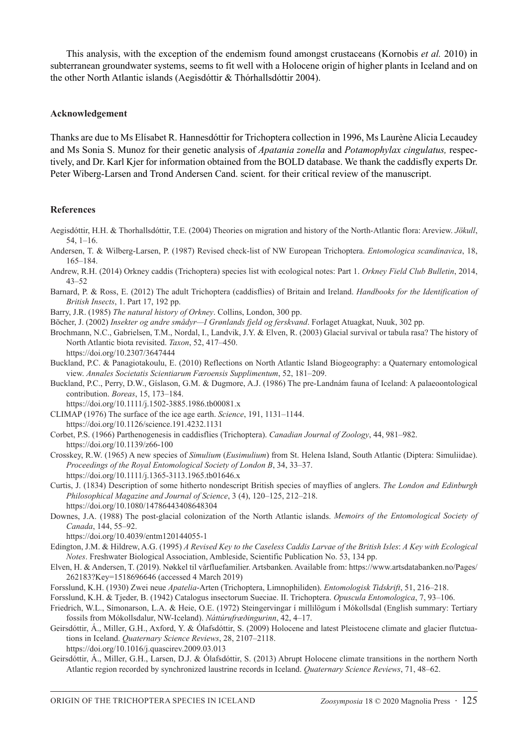This analysis, with the exception of the endemism found amongst crustaceans (Kornobis *et al.* 2010) in subterranean groundwater systems, seems to fit well with a Holocene origin of higher plants in Iceland and on the other North Atlantic islands (Aegisdóttir & Thórhallsdóttir 2004).

### Acknowledgement

Thanks are due to Ms Elísabet R. Hannesdóttir for Trichoptera collection in 1996, Ms Laurène Alicia Lecaudey and Ms Sonia S. Munoz for their genetic analysis of *Apatania zonella* and *Potamophylax cingulatus,* respectively, and Dr. Karl Kjer for information obtained from the BOLD database. We thank the caddisfly experts Dr. Peter Wiberg-Larsen and Trond Andersen Cand. scient. for their critical review of the manuscript.

### References

Aegisdóttir, H.H. & Thorhallsdóttir, T.E. (2004) Theories on migration and history of the North-Atlantic flora: Areview. *Jökull*, 54, 1–16.

Andersen, T. & Wilberg-Larsen, P. (1987) Revised check-list of NW European Trichoptera. *Entomologica scandinavica*, 18, 165–184.

Andrew, R.H. (2014) Orkney caddis (Trichoptera) species list with ecological notes: Part 1. *Orkney Field Club Bulletin*, 2014, 43–52

Barnard, P. & Ross, E. (2012) The adult Trichoptera (caddisflies) of Britain and Ireland. *Handbooks for the Identification of British Insects*, 1. Part 17, 192 pp.

Barry, J.R. (1985) *The natural history of Orkney*. Collins, London, 300 pp.

Böcher, J. (2002) *Insekter og andre smådyr—I Grønlands fjeld og ferskvand*. Forlaget Atuagkat, Nuuk, 302 pp.

Brochmann, N.C., Gabrielsen, T.M., Nordal, I., Landvik, J.Y. & Elven, R. (2003) Glacial survival or tabula rasa? The history of North Atlantic biota revisited. *Taxon*, 52, 417–450.
https://doi.org/10.2307/3647444

Buckland, P.C. & Panagiotakoulu, E. (2010) Reflections on North Atlantic Island Biogeography: a Quaternary entomological view. *Annales Societatis Scientiarum Færoensis Supplimentum*, 52, 181–209.

Buckland, P.C., Perry, D.W., Gíslason, G.M. & Dugmore, A.J. (1986) The pre-Landnám fauna of Iceland: A palaeoontological contribution. *Boreas*, 15, 173–184.
https://doi.org/10.1111/j.1502-3885.1986.tb00081.x

CLIMAP (1976) The surface of the ice age earth. *Science*, 191, 1131–1144.
https://doi.org/10.1126/science.191.4232.1131

Corbet, P.S. (1966) Parthenogenesis in caddisflies (Trichoptera). *Canadian Journal of Zoology*, 44, 981–982.
https://doi.org/10.1139/z66-100

Crosskey, R.W. (1965) A new species of *Simulium* (*Eusimulium*) from St. Helena Island, South Atlantic (Diptera: Simuliidae). *Proceedings of the Royal Entomological Society of London B*, 34, 33–37.
https://doi.org/10.1111/j.1365-3113.1965.tb01646.x

Curtis, J. (1834) Description of some hitherto nondescript British species of mayflies of anglers. *The London and Edinburgh Philosophical Magazine and Journal of Science*, 3 (4), 120–125, 212–218.
https://doi.org/10.1080/14786443408648304

Downes, J.A. (1988) The post-glacial colonization of the North Atlantic islands. *Memoirs of the Entomological Society of Canada*, 144, 55–92.
https://doi.org/10.4039/entm120144055-1

Edington, J.M. & Hildrew, A.G. (1995) *A Revised Key to the Caseless Caddis Larvae of the British Isles*: *A Key with Ecological Notes*. Freshwater Biological Association, Ambleside, Scientific Publication No. 53, 134 pp.

Elven, H. & Andersen, T. (2019). Nøkkel til vårfluefamilier. Artsbanken. Available from: https://www.artsdatabanken.no/Pages/262183?Key=1518696646 (accessed 4 March 2019)

Forsslund, K.H. (1930) Zwei neue *Apatelia*-Arten (Trichoptera, Limnophiliden). *Entomologisk Tidskrift*, 51, 216–218.

Forsslund, K.H. & Tjeder, B. (1942) Catalogus insectorum Sueciae. II. Trichoptera. *Opuscula Entomologica*, 7, 93–106.

Friedrich, W.L., Símonarson, L.A. & Heie, O.E. (1972) Steingervingar í millilögum í Mókollsdal (English summary: Tertiary fossils from Mókollsdalur, NW-Iceland). *Náttúrufræðingurinn*, 42, 4–17.

Geirsdóttir, Á., Miller, G.H., Axford, Y. & Ólafsdóttir, S. (2009) Holocene and latest Pleistocene climate and glacier flutctuations in Iceland. *Quaternary Science Reviews*, 28, 2107–2118.
https://doi.org/10.1016/j.quascirev.2009.03.013

Geirsdóttir, Á., Miller, G.H., Larsen, D.J. & Ólafsdóttir, S. (2013) Abrupt Holocene climate transitions in the northern North Atlantic region recorded by synchronized laustrine records in Iceland. *Quaternary Science Reviews*, 71, 48–62.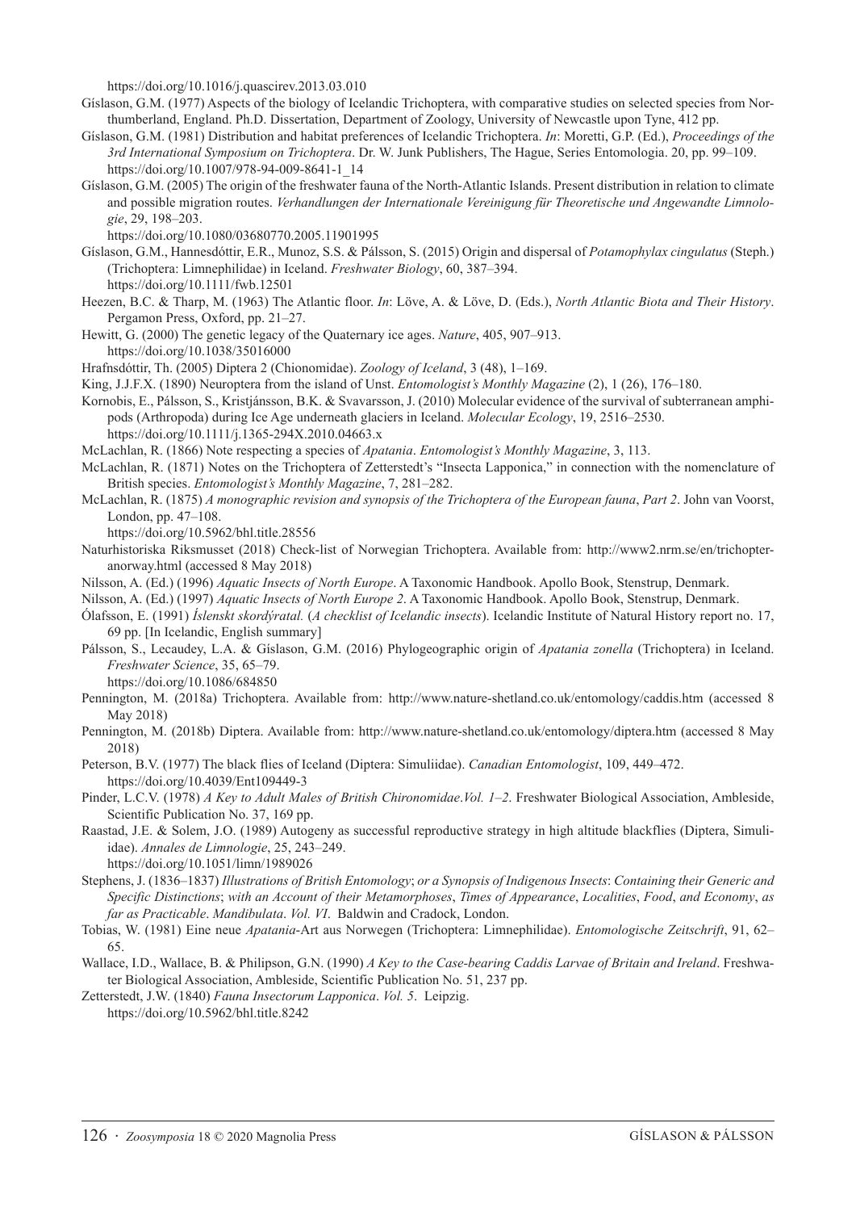https://doi.org/10.1016/j.quascirev.2013.03.010

Gíslason, G.M. (1977) Aspects of the biology of Icelandic Trichoptera, with comparative studies on selected species from Northumberland, England. Ph.D. Dissertation, Department of Zoology, University of Newcastle upon Tyne, 412 pp.

Gíslason, G.M. (1981) Distribution and habitat preferences of Icelandic Trichoptera. *In*: Moretti, G.P. (Ed.), *Proceedings of the 3rd International Symposium on Trichoptera*. Dr. W. Junk Publishers, The Hague, Series Entomologia. 20, pp. 99–109. https://doi.org/10.1007/978-94-009-8641-1_14

Gíslason, G.M. (2005) The origin of the freshwater fauna of the North-Atlantic Islands. Present distribution in relation to climate and possible migration routes. *Verhandlungen der Internationale Vereinigung für Theoretische und Angewandte Limnologie*, 29, 198–203.
https://doi.org/10.1080/03680770.2005.11901995

Gíslason, G.M., Hannesdóttir, E.R., Munoz, S.S. & Pálsson, S. (2015) Origin and dispersal of *Potamophylax cingulatus* (Steph.) (Trichoptera: Limnephilidae) in Iceland. *Freshwater Biology*, 60, 387–394.
https://doi.org/10.1111/fwb.12501

Heezen, B.C. & Tharp, M. (1963) The Atlantic floor. *In*: Löve, A. & Löve, D. (Eds.), *North Atlantic Biota and Their History*. Pergamon Press, Oxford, pp. 21–27.

Hewitt, G. (2000) The genetic legacy of the Quaternary ice ages. *Nature*, 405, 907–913.
https://doi.org/10.1038/35016000

Hrafnsdóttir, Th. (2005) Diptera 2 (Chionomidae). *Zoology of Iceland*, 3 (48), 1–169.

King, J.J.F.X. (1890) Neuroptera from the island of Unst. *Entomologist's Monthly Magazine* (2), 1 (26), 176–180.

Kornobis, E., Pálsson, S., Kristjánsson, B.K. & Svavarsson, J. (2010) Molecular evidence of the survival of subterranean amphipods (Arthropoda) during Ice Age underneath glaciers in Iceland. *Molecular Ecology*, 19, 2516–2530.
https://doi.org/10.1111/j.1365-294X.2010.04663.x

McLachlan, R. (1866) Note respecting a species of *Apatania*. *Entomologist's Monthly Magazine*, 3, 113.

McLachlan, R. (1871) Notes on the Trichoptera of Zetterstedt's "Insecta Lapponica," in connection with the nomenclature of British species. *Entomologist's Monthly Magazine*, 7, 281–282.

McLachlan, R. (1875) *A monographic revision and synopsis of the Trichoptera of the European fauna*, *Part 2*. John van Voorst, London, pp. 47–108.
https://doi.org/10.5962/bhl.title.28556

Naturhistoriska Riksmusset (2018) Check-list of Norwegian Trichoptera. Available from: http://www2.nrm.se/en/trichopteranorway.html (accessed 8 May 2018)

Nilsson, A. (Ed.) (1996) *Aquatic Insects of North Europe*. A Taxonomic Handbook. Apollo Book, Stenstrup, Denmark.

Nilsson, A. (Ed.) (1997) *Aquatic Insects of North Europe 2*. A Taxonomic Handbook. Apollo Book, Stenstrup, Denmark.

Ólafsson, E. (1991) *Íslenskt skordýratal.* (*A checklist of Icelandic insects*). Icelandic Institute of Natural History report no. 17, 69 pp. [In Icelandic, English summary]

Pálsson, S., Lecaudey, L.A. & Gíslason, G.M. (2016) Phylogeographic origin of *Apatania zonella* (Trichoptera) in Iceland. *Freshwater Science*, 35, 65–79.
https://doi.org/10.1086/684850

Pennington, M. (2018a) Trichoptera. Available from: http://www.nature-shetland.co.uk/entomology/caddis.htm (accessed 8 May 2018)

Pennington, M. (2018b) Diptera. Available from: http://www.nature-shetland.co.uk/entomology/diptera.htm (accessed 8 May 2018)

Peterson, B.V. (1977) The black flies of Iceland (Diptera: Simuliidae). *Canadian Entomologist*, 109, 449–472.
https://doi.org/10.4039/Ent109449-3

Pinder, L.C.V. (1978) *A Key to Adult Males of British Chironomidae*.*Vol. 1–2*. Freshwater Biological Association, Ambleside, Scientific Publication No. 37, 169 pp.

Raastad, J.E. & Solem, J.O. (1989) Autogeny as successful reproductive strategy in high altitude blackflies (Diptera, Simuliidae). *Annales de Limnologie*, 25, 243–249.
https://doi.org/10.1051/limn/1989026

Stephens, J. (1836–1837) *Illustrations of British Entomology*; *or a Synopsis of Indigenous Insects*: *Containing their Generic and Specific Distinctions*; *with an Account of their Metamorphoses*, *Times of Appearance*, *Localities*, *Food*, *and Economy*, *as far as Practicable*. *Mandibulata*. *Vol. VI*. Baldwin and Cradock, London.

Tobias, W. (1981) Eine neue *Apatania*-Art aus Norwegen (Trichoptera: Limnephilidae). *Entomologische Zeitschrift*, 91, 62–65.

Wallace, I.D., Wallace, B. & Philipson, G.N. (1990) *A Key to the Case-bearing Caddis Larvae of Britain and Ireland*. Freshwater Biological Association, Ambleside, Scientific Publication No. 51, 237 pp.

Zetterstedt, J.W. (1840) *Fauna Insectorum Lapponica*. *Vol. 5*. Leipzig.
https://doi.org/10.5962/bhl.title.8242